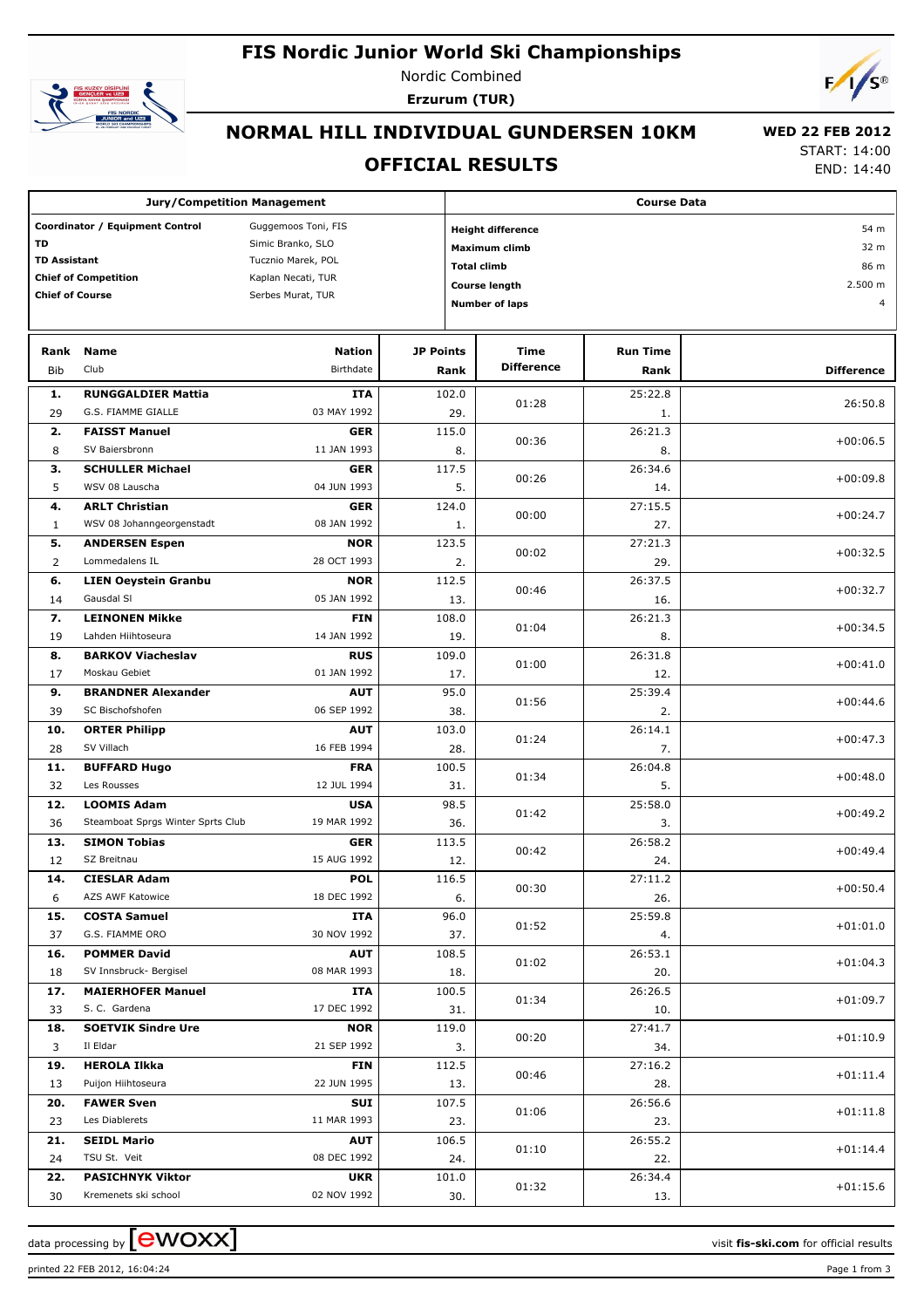# FIS Nordic Junior World Ski Championships

Nordic Combined

**Erzurum (TUR)**

## NORMAL HILL INDIVIDUAL GUNDERSEN 10KM

**WED 22 FEB 2012**

START: 14:00
END: 14:40

## OFFICIAL RESULTS

| Jury/Competition Management | |
|---|---|
| **Coordinator / Equipment Control** | Guggemoos Toni, FIS |
| **TD** | Simic Branko, SLO |
| **TD Assistant** | Tucznio Marek, POL |
| **Chief of Competition** | Kaplan Necati, TUR |
| **Chief of Course** | Serbes Murat, TUR |

| Course Data | |
|---|---|
| **Height difference** | 54 m |
| **Maximum climb** | 32 m |
| **Total climb** | 86 m |
| **Course length** | 2.500 m |
| **Number of laps** | 4 |

| Rank | Bib | Name | Club | Nation | Birthdate | JP Points | JP Rank | Time Difference | Run Time | Run Rank | Difference |
|---|---|---|---|---|---|---|---|---|---|---|---|
| 1. | 29 | **RUNGGALDIER Mattia** | G.S. FIAMME GIALLE | **ITA** | 03 MAY 1992 | 102.0 | 29. | 01:28 | 25:22.8 | 1. | 26:50.8 |
| 2. | 8 | **FAISST Manuel** | SV Baiersbronn | **GER** | 11 JAN 1993 | 115.0 | 8. | 00:36 | 26:21.3 | 8. | +00:06.5 |
| 3. | 5 | **SCHULLER Michael** | WSV 08 Lauscha | **GER** | 04 JUN 1993 | 117.5 | 5. | 00:26 | 26:34.6 | 14. | +00:09.8 |
| 4. | 1 | **ARLT Christian** | WSV 08 Johanngeorgenstadt | **GER** | 08 JAN 1992 | 124.0 | 1. | 00:00 | 27:15.5 | 27. | +00:24.7 |
| 5. | 2 | **ANDERSEN Espen** | Lommedalens IL | **NOR** | 28 OCT 1993 | 123.5 | 2. | 00:02 | 27:21.3 | 29. | +00:32.5 |
| 6. | 14 | **LIEN Oeystein Granbu** | Gausdal SI | **NOR** | 05 JAN 1992 | 112.5 | 13. | 00:46 | 26:37.5 | 16. | +00:32.7 |
| 7. | 19 | **LEINONEN Mikke** | Lahden Hiihtoseura | **FIN** | 14 JAN 1992 | 108.0 | 19. | 01:04 | 26:21.3 | 8. | +00:34.5 |
| 8. | 17 | **BARKOV Viacheslav** | Moskau Gebiet | **RUS** | 01 JAN 1992 | 109.0 | 17. | 01:00 | 26:31.8 | 12. | +00:41.0 |
| 9. | 39 | **BRANDNER Alexander** | SC Bischofshofen | **AUT** | 06 SEP 1992 | 95.0 | 38. | 01:56 | 25:39.4 | 2. | +00:44.6 |
| 10. | 28 | **ORTER Philipp** | SV Villach | **AUT** | 16 FEB 1994 | 103.0 | 28. | 01:24 | 26:14.1 | 7. | +00:47.3 |
| 11. | 32 | **BUFFARD Hugo** | Les Rousses | **FRA** | 12 JUL 1994 | 100.5 | 31. | 01:34 | 26:04.8 | 5. | +00:48.0 |
| 12. | 36 | **LOOMIS Adam** | Steamboat Sprgs Winter Sprts Club | **USA** | 19 MAR 1992 | 98.5 | 36. | 01:42 | 25:58.0 | 3. | +00:49.2 |
| 13. | 12 | **SIMON Tobias** | SZ Breitnau | **GER** | 15 AUG 1992 | 113.5 | 12. | 00:42 | 26:58.2 | 24. | +00:49.4 |
| 14. | 6 | **CIESLAR Adam** | AZS AWF Katowice | **POL** | 18 DEC 1992 | 116.5 | 6. | 00:30 | 27:11.2 | 26. | +00:50.4 |
| 15. | 37 | **COSTA Samuel** | G.S. FIAMME ORO | **ITA** | 30 NOV 1992 | 96.0 | 37. | 01:52 | 25:59.8 | 4. | +01:01.0 |
| 16. | 18 | **POMMER David** | SV Innsbruck- Bergisel | **AUT** | 08 MAR 1993 | 108.5 | 18. | 01:02 | 26:53.1 | 20. | +01:04.3 |
| 17. | 33 | **MAIERHOFER Manuel** | S. C. Gardena | **ITA** | 17 DEC 1992 | 100.5 | 31. | 01:34 | 26:26.5 | 10. | +01:09.7 |
| 18. | 3 | **SOETVIK Sindre Ure** | Il Eldar | **NOR** | 21 SEP 1992 | 119.0 | 3. | 00:20 | 27:41.7 | 34. | +01:10.9 |
| 19. | 13 | **HEROLA Ilkka** | Puijon Hiihtoseura | **FIN** | 22 JUN 1995 | 112.5 | 13. | 00:46 | 27:16.2 | 28. | +01:11.4 |
| 20. | 23 | **FAWER Sven** | Les Diablerets | **SUI** | 11 MAR 1993 | 107.5 | 23. | 01:06 | 26:56.6 | 23. | +01:11.8 |
| 21. | 24 | **SEIDL Mario** | TSU St. Veit | **AUT** | 08 DEC 1992 | 106.5 | 24. | 01:10 | 26:55.2 | 22. | +01:14.4 |
| 22. | 30 | **PASICHNYK Viktor** | Kremenets ski school | **UKR** | 02 NOV 1992 | 101.0 | 30. | 01:32 | 26:34.4 | 13. | +01:15.6 |

data processing by ewoxx — visit **fis-ski.com** for official results

printed 22 FEB 2012, 16:04:24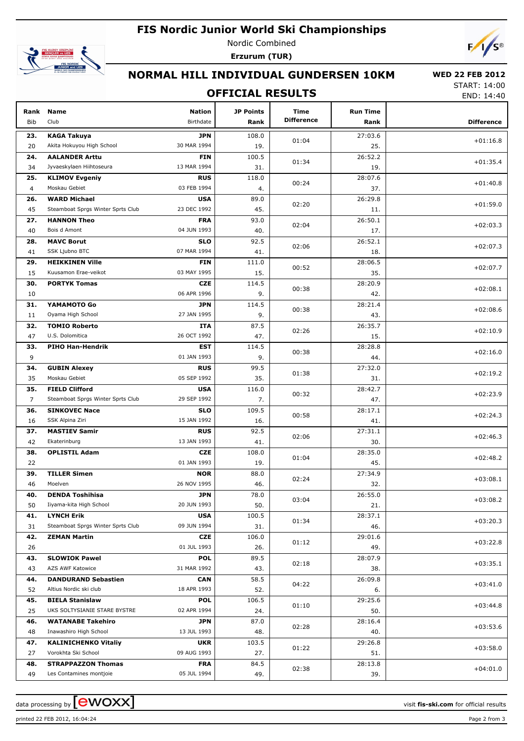# FIS Nordic Junior World Ski Championships

Nordic Combined

**Erzurum (TUR)**

## NORMAL HILL INDIVIDUAL GUNDERSEN 10KM

**WED 22 FEB 2012**

START: 14:00

END: 14:40

## OFFICIAL RESULTS

| Rank<br>Bib | Name<br>Club | Nation<br>Birthdate | JP Points<br>Rank | Time Difference | Run Time<br>Rank | Difference |
|---|---|---|---|---|---|---|
| **23.**<br>20 | **KAGA Takuya**<br>Akita Hokuyou High School | **JPN**<br>30 MAR 1994 | 108.0<br>19. | 01:04 | 27:03.6<br>25. | +01:16.8 |
| **24.**<br>34 | **AALANDER Arttu**<br>Jyvaeskylaen Hiihtoseura | **FIN**<br>13 MAR 1994 | 100.5<br>31. | 01:34 | 26:52.2<br>19. | +01:35.4 |
| **25.**<br>4 | **KLIMOV Evgeniy**<br>Moskau Gebiet | **RUS**<br>03 FEB 1994 | 118.0<br>4. | 00:24 | 28:07.6<br>37. | +01:40.8 |
| **26.**<br>45 | **WARD Michael**<br>Steamboat Sprgs Winter Sprts Club | **USA**<br>23 DEC 1992 | 89.0<br>45. | 02:20 | 26:29.8<br>11. | +01:59.0 |
| **27.**<br>40 | **HANNON Theo**<br>Bois d Amont | **FRA**<br>04 JUN 1993 | 93.0<br>40. | 02:04 | 26:50.1<br>17. | +02:03.3 |
| **28.**<br>41 | **MAVC Borut**<br>SSK Ljubno BTC | **SLO**<br>07 MAR 1994 | 92.5<br>41. | 02:06 | 26:52.1<br>18. | +02:07.3 |
| **29.**<br>15 | **HEIKKINEN Ville**<br>Kuusamon Erae-veikot | **FIN**<br>03 MAY 1995 | 111.0<br>15. | 00:52 | 28:06.5<br>35. | +02:07.7 |
| **30.**<br>10 | **PORTYK Tomas** | **CZE**<br>06 APR 1996 | 114.5<br>9. | 00:38 | 28:20.9<br>42. | +02:08.1 |
| **31.**<br>11 | **YAMAMOTO Go**<br>Oyama High School | **JPN**<br>27 JAN 1995 | 114.5<br>9. | 00:38 | 28:21.4<br>43. | +02:08.6 |
| **32.**<br>47 | **TOMIO Roberto**<br>U.S. Dolomitica | **ITA**<br>26 OCT 1992 | 87.5<br>47. | 02:26 | 26:35.7<br>15. | +02:10.9 |
| **33.**<br>9 | **PIHO Han-Hendrik** | **EST**<br>01 JAN 1993 | 114.5<br>9. | 00:38 | 28:28.8<br>44. | +02:16.0 |
| **34.**<br>35 | **GUBIN Alexey**<br>Moskau Gebiet | **RUS**<br>05 SEP 1992 | 99.5<br>35. | 01:38 | 27:32.0<br>31. | +02:19.2 |
| **35.**<br>7 | **FIELD Clifford**<br>Steamboat Sprgs Winter Sprts Club | **USA**<br>29 SEP 1992 | 116.0<br>7. | 00:32 | 28:42.7<br>47. | +02:23.9 |
| **36.**<br>16 | **SINKOVEC Nace**<br>SSK Alpina Ziri | **SLO**<br>15 JAN 1992 | 109.5<br>16. | 00:58 | 28:17.1<br>41. | +02:24.3 |
| **37.**<br>42 | **MASTIEV Samir**<br>Ekaterinburg | **RUS**<br>13 JAN 1993 | 92.5<br>41. | 02:06 | 27:31.1<br>30. | +02:46.3 |
| **38.**<br>22 | **OPLISTIL Adam** | **CZE**<br>01 JAN 1993 | 108.0<br>19. | 01:04 | 28:35.0<br>45. | +02:48.2 |
| **39.**<br>46 | **TILLER Simen**<br>Moelven | **NOR**<br>26 NOV 1995 | 88.0<br>46. | 02:24 | 27:34.9<br>32. | +03:08.1 |
| **40.**<br>50 | **DENDA Toshihisa**<br>Iiyama-kita High School | **JPN**<br>20 JUN 1993 | 78.0<br>50. | 03:04 | 26:55.0<br>21. | +03:08.2 |
| **41.**<br>31 | **LYNCH Erik**<br>Steamboat Sprgs Winter Sprts Club | **USA**<br>09 JUN 1994 | 100.5<br>31. | 01:34 | 28:37.1<br>46. | +03:20.3 |
| **42.**<br>26 | **ZEMAN Martin** | **CZE**<br>01 JUL 1993 | 106.0<br>26. | 01:12 | 29:01.6<br>49. | +03:22.8 |
| **43.**<br>43 | **SLOWIOK Pawel**<br>AZS AWF Katowice | **POL**<br>31 MAR 1992 | 89.5<br>43. | 02:18 | 28:07.9<br>38. | +03:35.1 |
| **44.**<br>52 | **DANDURAND Sebastien**<br>Altius Nordic ski club | **CAN**<br>18 APR 1993 | 58.5<br>52. | 04:22 | 26:09.8<br>6. | +03:41.0 |
| **45.**<br>25 | **BIELA Stanislaw**<br>UKS SOLTYSIANIE STARE BYSTRE | **POL**<br>02 APR 1994 | 106.5<br>24. | 01:10 | 29:25.6<br>50. | +03:44.8 |
| **46.**<br>48 | **WATANABE Takehiro**<br>Inawashiro High School | **JPN**<br>13 JUL 1993 | 87.0<br>48. | 02:28 | 28:16.4<br>40. | +03:53.6 |
| **47.**<br>27 | **KALINICHENKO Vitaliy**<br>Vorokhta Ski School | **UKR**<br>09 AUG 1993 | 103.5<br>27. | 01:22 | 29:26.8<br>51. | +03:58.0 |
| **48.**<br>49 | **STRAPPAZZON Thomas**<br>Les Contamines montjoie | **FRA**<br>05 JUL 1994 | 84.5<br>49. | 02:38 | 28:13.8<br>39. | +04:01.0 |

data processing by ewoxx — visit **fis-ski.com** for official results

printed 22 FEB 2012, 16:04:24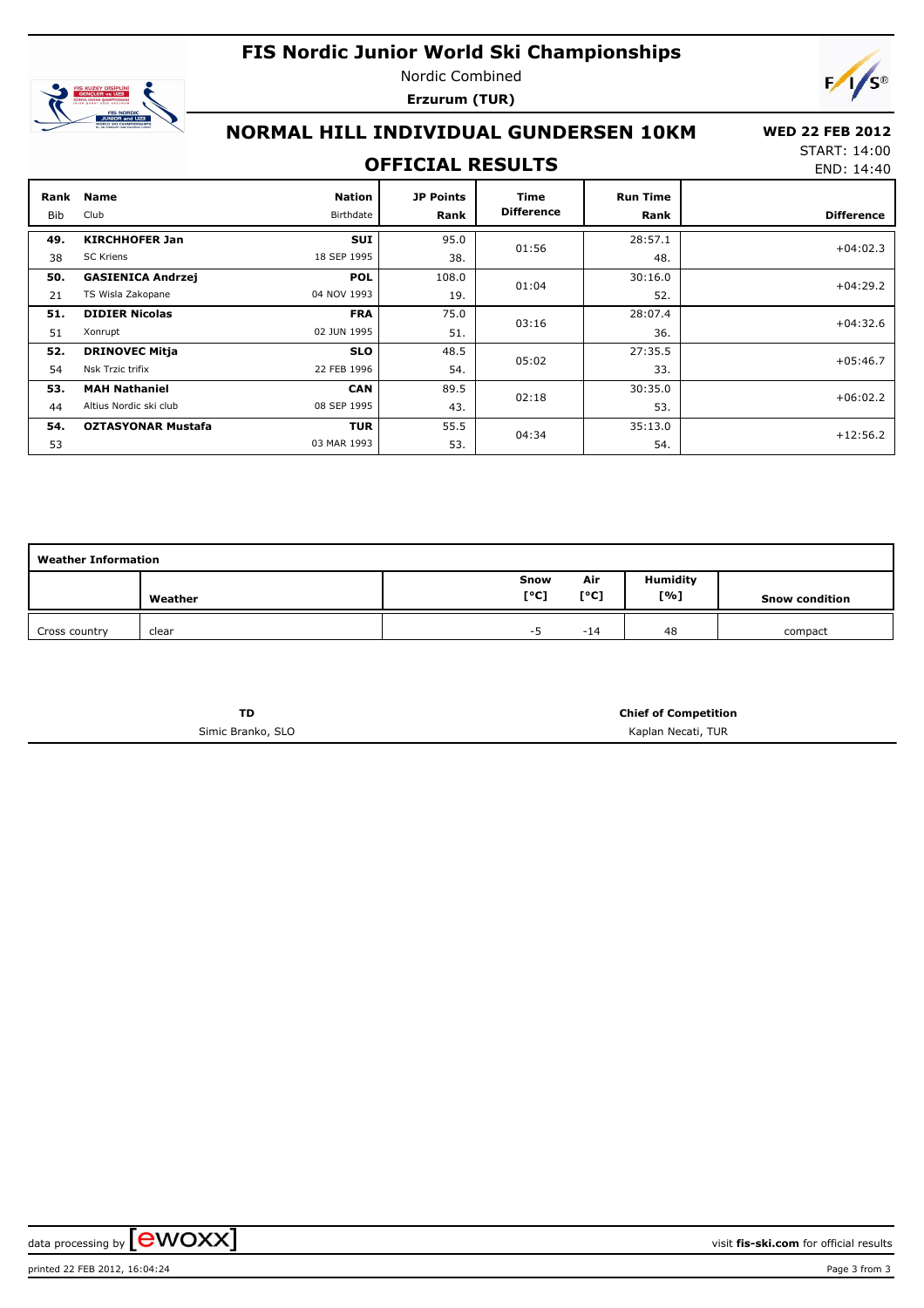# FIS Nordic Junior World Ski Championships

Nordic Combined

**Erzurum (TUR)**

## NORMAL HILL INDIVIDUAL GUNDERSEN 10KM

**WED 22 FEB 2012**

START: 14:00

END: 14:40

## OFFICIAL RESULTS

| Rank / Bib | Name / Club | Nation / Birthdate | JP Points / Rank | Time Difference | Run Time / Rank | Difference |
|---|---|---|---|---|---|---|
| **49.** / 38 | **KIRCHHOFER Jan** / SC Kriens | **SUI** / 18 SEP 1995 | 95.0 / 38. | 01:56 | 28:57.1 / 48. | +04:02.3 |
| **50.** / 21 | **GASIENICA Andrzej** / TS Wisla Zakopane | **POL** / 04 NOV 1993 | 108.0 / 19. | 01:04 | 30:16.0 / 52. | +04:29.2 |
| **51.** / 51 | **DIDIER Nicolas** / Xonrupt | **FRA** / 02 JUN 1995 | 75.0 / 51. | 03:16 | 28:07.4 / 36. | +04:32.6 |
| **52.** / 54 | **DRINOVEC Mitja** / Nsk Trzic trifix | **SLO** / 22 FEB 1996 | 48.5 / 54. | 05:02 | 27:35.5 / 33. | +05:46.7 |
| **53.** / 44 | **MAH Nathaniel** / Altius Nordic ski club | **CAN** / 08 SEP 1995 | 89.5 / 43. | 02:18 | 30:35.0 / 53. | +06:02.2 |
| **54.** / 53 | **OZTASYONAR Mustafa** | **TUR** / 03 MAR 1993 | 55.5 / 53. | 04:34 | 35:13.0 / 54. | +12:56.2 |

**Weather Information**

| | Weather | Snow [°C] | Air [°C] | Humidity [%] | Snow condition |
|---|---|---|---|---|---|
| Cross country | clear | -5 | -14 | 48 | compact |

**TD**
Simic Branko, SLO

**Chief of Competition**
Kaplan Necati, TUR

data processing by [ewoxx] — visit **fis-ski.com** for official results

printed 22 FEB 2012, 16:04:24